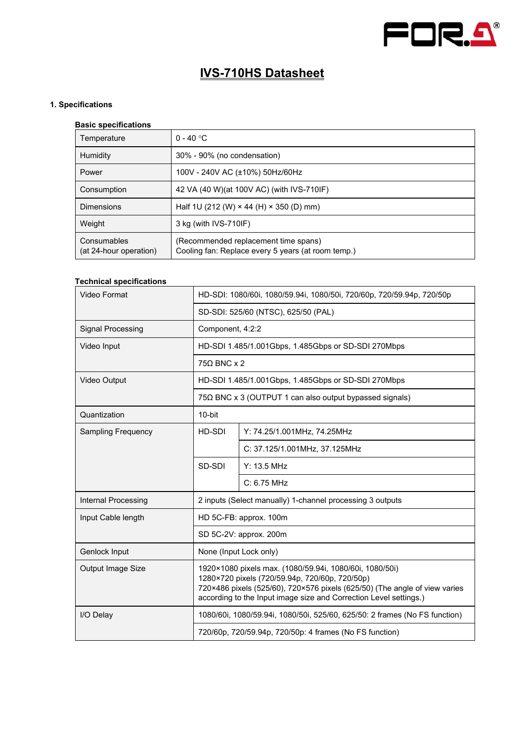# IVS-710HS Datasheet

## 1. Specifications

### Basic specifications

| | |
|---|---|
| Temperature | 0 - 40 °C |
| Humidity | 30% - 90% (no condensation) |
| Power | 100V - 240V AC (±10%) 50Hz/60Hz |
| Consumption | 42 VA (40 W)(at 100V AC) (with IVS-710IF) |
| Dimensions | Half 1U (212 (W) × 44 (H) × 350 (D) mm) |
| Weight | 3 kg (with IVS-710IF) |
| Consumables (at 24-hour operation) | (Recommended replacement time spans) Cooling fan: Replace every 5 years (at room temp.) |

### Technical specifications

| | | |
|---|---|---|
| Video Format | HD-SDI: 1080/60i, 1080/59.94i, 1080/50i, 720/60p, 720/59.94p, 720/50p | |
| | SD-SDI: 525/60 (NTSC), 625/50 (PAL) | |
| Signal Processing | Component, 4:2:2 | |
| Video Input | HD-SDI 1.485/1.001Gbps, 1.485Gbps or SD-SDI 270Mbps | |
| | 75Ω BNC x 2 | |
| Video Output | HD-SDI 1.485/1.001Gbps, 1.485Gbps or SD-SDI 270Mbps | |
| | 75Ω BNC x 3 (OUTPUT 1 can also output bypassed signals) | |
| Quantization | 10-bit | |
| Sampling Frequency | HD-SDI | Y: 74.25/1.001MHz, 74.25MHz |
| | | C: 37.125/1.001MHz, 37.125MHz |
| | SD-SDI | Y: 13.5 MHz |
| | | C: 6.75 MHz |
| Internal Processing | 2 inputs (Select manually) 1-channel processing 3 outputs | |
| Input Cable length | HD 5C-FB: approx. 100m | |
| | SD 5C-2V: approx. 200m | |
| Genlock Input | None (Input Lock only) | |
| Output Image Size | 1920×1080 pixels max. (1080/59.94i, 1080/60i, 1080/50i)<br>1280×720 pixels (720/59.94p, 720/60p, 720/50p)<br>720×486 pixels (525/60), 720×576 pixels (625/50) (The angle of view varies according to the Input image size and Correction Level settings.) | |
| I/O Delay | 1080/60i, 1080/59.94i, 1080/50i, 525/60, 625/50: 2 frames (No FS function) | |
| | 720/60p, 720/59.94p, 720/50p: 4 frames (No FS function) | |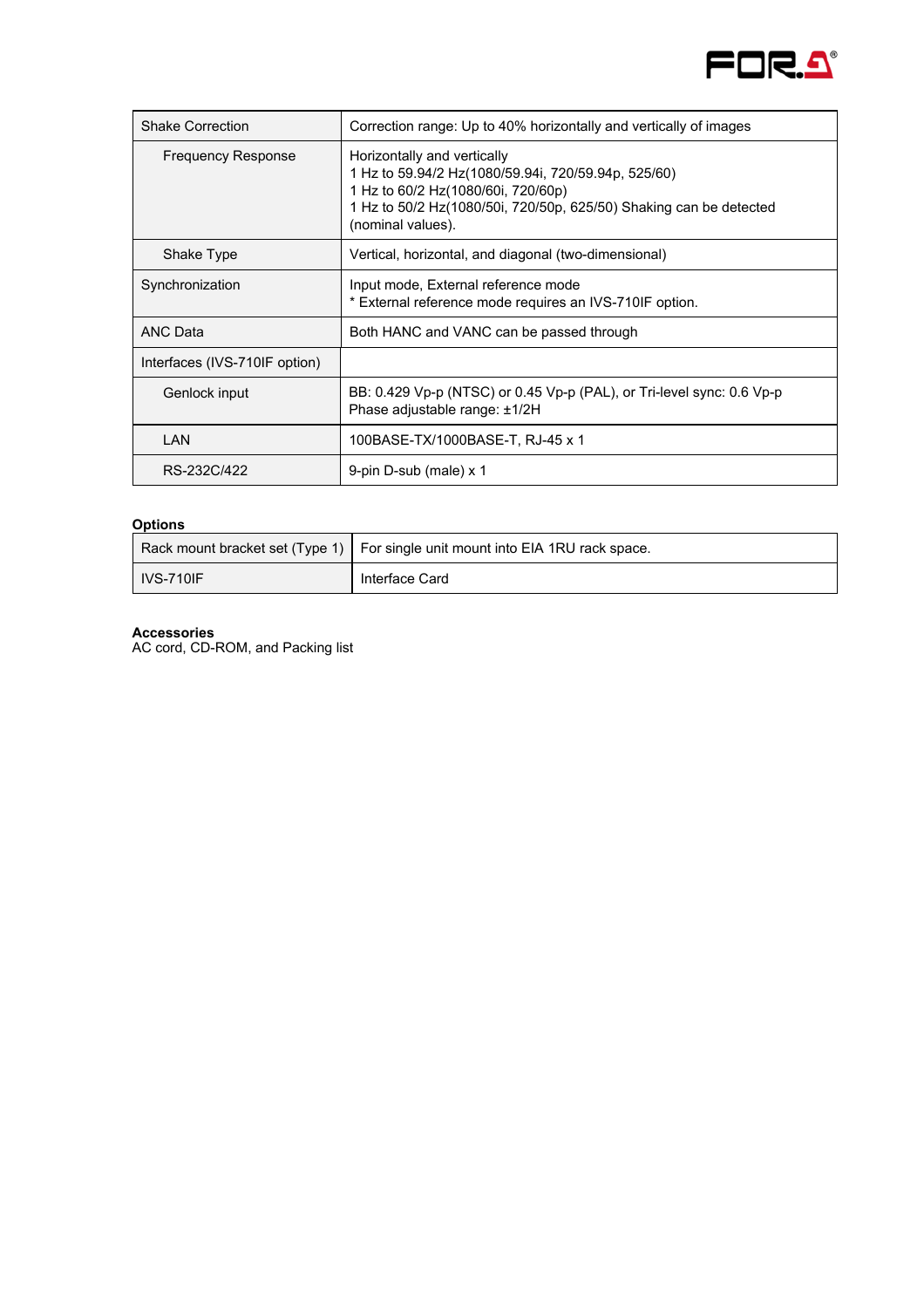| | |
|---|---|
| Shake Correction | Correction range: Up to 40% horizontally and vertically of images |
| Frequency Response | Horizontally and vertically<br>1 Hz to 59.94/2 Hz(1080/59.94i, 720/59.94p, 525/60)<br>1 Hz to 60/2 Hz(1080/60i, 720/60p)<br>1 Hz to 50/2 Hz(1080/50i, 720/50p, 625/50) Shaking can be detected (nominal values). |
| Shake Type | Vertical, horizontal, and diagonal (two-dimensional) |
| Synchronization | Input mode, External reference mode<br>* External reference mode requires an IVS-710IF option. |
| ANC Data | Both HANC and VANC can be passed through |
| Interfaces (IVS-710IF option) | |
| Genlock input | BB: 0.429 Vp-p (NTSC) or 0.45 Vp-p (PAL), or Tri-level sync: 0.6 Vp-p<br>Phase adjustable range: ±1/2H |
| LAN | 100BASE-TX/1000BASE-T, RJ-45 x 1 |
| RS-232C/422 | 9-pin D-sub (male) x 1 |

**Options**

| | |
|---|---|
| Rack mount bracket set (Type 1) | For single unit mount into EIA 1RU rack space. |
| IVS-710IF | Interface Card |

**Accessories**

AC cord, CD-ROM, and Packing list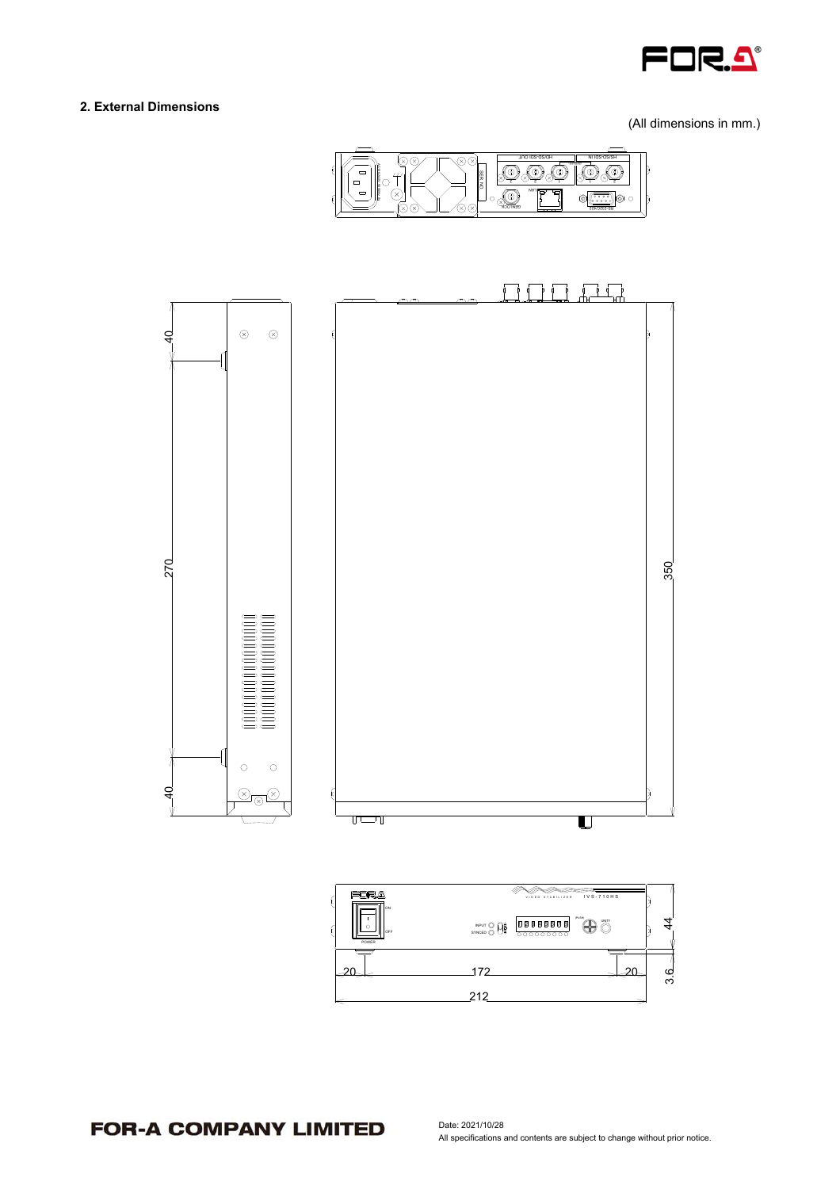## 2. External Dimensions

(All dimensions in mm.)

40

270

40

350

44

3.6

20

172

20

212

FOR-A COMPANY LIMITED

Date: 2021/10/28

All specifications and contents are subject to change without prior notice.